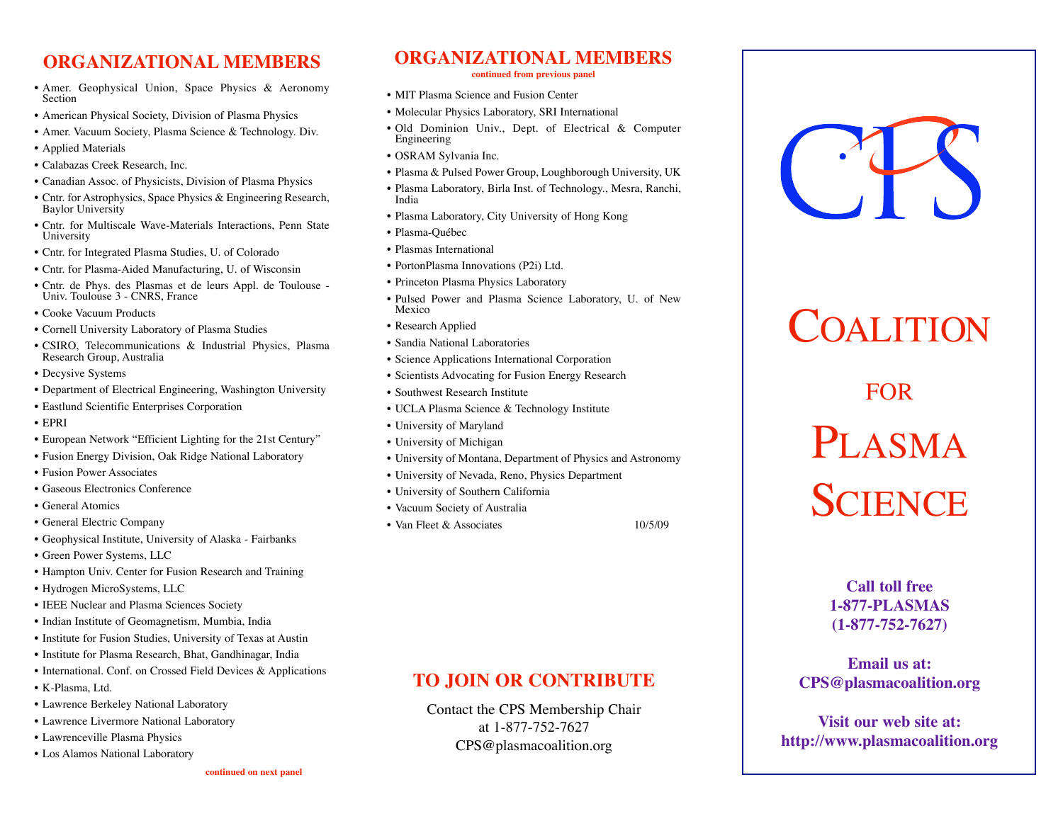## ORGANIZATIONAL MEMBERS

- Amer. Geophysical Union, Space Physics & Aeronomy Section
- American Physical Society, Division of Plasma Physics
- Amer. Vacuum Society, Plasma Science & Technology. Div.
- Applied Materials
- Calabazas Creek Research, Inc.
- Canadian Assoc. of Physicists, Division of Plasma Physics
- Cntr. for Astrophysics, Space Physics & Engineering Research, Baylor University
- Cntr. for Multiscale Wave-Materials Interactions, Penn State University
- Cntr. for Integrated Plasma Studies, U. of Colorado
- Cntr. for Plasma-Aided Manufacturing, U. of Wisconsin
- Cntr. de Phys. des Plasmas et de leurs Appl. de Toulouse - Univ. Toulouse 3 - CNRS, France
- Cooke Vacuum Products
- Cornell University Laboratory of Plasma Studies
- CSIRO, Telecommunications & Industrial Physics, Plasma Research Group, Australia
- Decysive Systems
- Department of Electrical Engineering, Washington University
- Eastlund Scientific Enterprises Corporation
- EPRI
- European Network "Efficient Lighting for the 21st Century"
- Fusion Energy Division, Oak Ridge National Laboratory
- Fusion Power Associates
- Gaseous Electronics Conference
- General Atomics
- General Electric Company
- Geophysical Institute, University of Alaska - Fairbanks
- Green Power Systems, LLC
- Hampton Univ. Center for Fusion Research and Training
- Hydrogen MicroSystems, LLC
- IEEE Nuclear and Plasma Sciences Society
- Indian Institute of Geomagnetism, Mumbia, India
- Institute for Fusion Studies, University of Texas at Austin
- Institute for Plasma Research, Bhat, Gandhinagar, India
- International. Conf. on Crossed Field Devices & Applications
- K-Plasma, Ltd.
- Lawrence Berkeley National Laboratory
- Lawrence Livermore National Laboratory
- Lawrenceville Plasma Physics
- Los Alamos National Laboratory

**continued on next panel**

## ORGANIZATIONAL MEMBERS

**continued from previous panel**

- MIT Plasma Science and Fusion Center
- Molecular Physics Laboratory, SRI International
- Old Dominion Univ., Dept. of Electrical & Computer Engineering
- OSRAM Sylvania Inc.
- Plasma & Pulsed Power Group, Loughborough University, UK
- Plasma Laboratory, Birla Inst. of Technology., Mesra, Ranchi, India
- Plasma Laboratory, City University of Hong Kong
- Plasma-Québec
- Plasmas International
- PortonPlasma Innovations (P2i) Ltd.
- Princeton Plasma Physics Laboratory
- Pulsed Power and Plasma Science Laboratory, U. of New Mexico
- Research Applied
- Sandia National Laboratories
- Science Applications International Corporation
- Scientists Advocating for Fusion Energy Research
- Southwest Research Institute
- UCLA Plasma Science & Technology Institute
- University of Maryland
- University of Michigan
- University of Montana, Department of Physics and Astronomy
- University of Nevada, Reno, Physics Department
- University of Southern California
- Vacuum Society of Australia
- Van Fleet & Associates

10/5/09

## TO JOIN OR CONTRIBUTE

Contact the CPS Membership Chair
at 1-877-752-7627
CPS@plasmacoalition.org

CPS

# COALITION FOR PLASMA SCIENCE

**Call toll free**
**1-877-PLASMAS**
**(1-877-752-7627)**

**Email us at:**
**CPS@plasmacoalition.org**

**Visit our web site at:**
**http://www.plasmacoalition.org**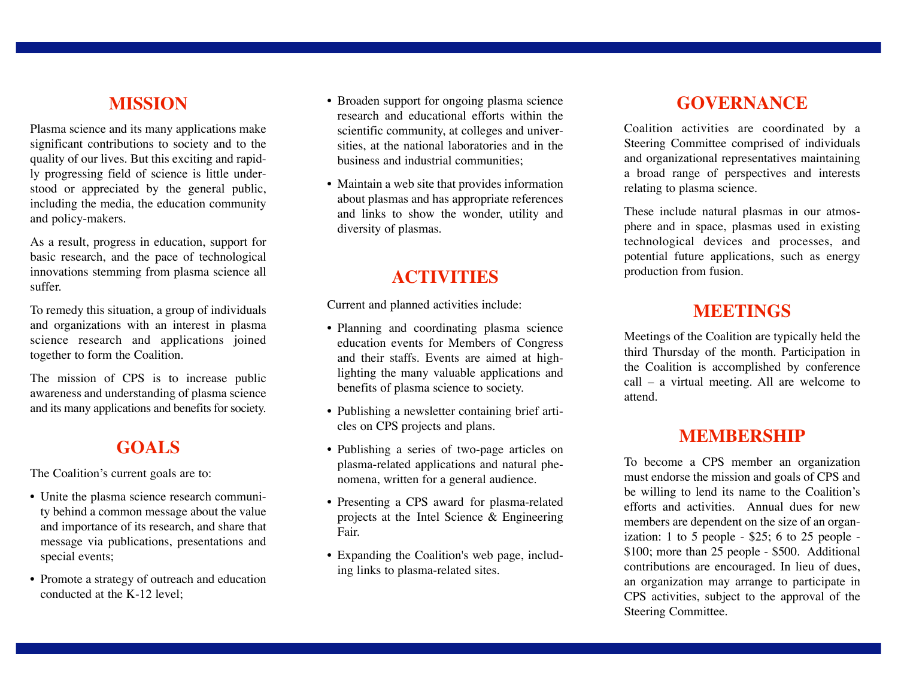## MISSION

Plasma science and its many applications make significant contributions to society and to the quality of our lives. But this exciting and rapidly progressing field of science is little understood or appreciated by the general public, including the media, the education community and policy-makers.

As a result, progress in education, support for basic research, and the pace of technological innovations stemming from plasma science all suffer.

To remedy this situation, a group of individuals and organizations with an interest in plasma science research and applications joined together to form the Coalition.

The mission of CPS is to increase public awareness and understanding of plasma science and its many applications and benefits for society.

## GOALS

The Coalition's current goals are to:

- Unite the plasma science research community behind a common message about the value and importance of its research, and share that message via publications, presentations and special events;
- Promote a strategy of outreach and education conducted at the K-12 level;
- Broaden support for ongoing plasma science research and educational efforts within the scientific community, at colleges and universities, at the national laboratories and in the business and industrial communities;
- Maintain a web site that provides information about plasmas and has appropriate references and links to show the wonder, utility and diversity of plasmas.

## ACTIVITIES

Current and planned activities include:

- Planning and coordinating plasma science education events for Members of Congress and their staffs. Events are aimed at highlighting the many valuable applications and benefits of plasma science to society.
- Publishing a newsletter containing brief articles on CPS projects and plans.
- Publishing a series of two-page articles on plasma-related applications and natural phenomena, written for a general audience.
- Presenting a CPS award for plasma-related projects at the Intel Science & Engineering Fair.
- Expanding the Coalition's web page, including links to plasma-related sites.

## GOVERNANCE

Coalition activities are coordinated by a Steering Committee comprised of individuals and organizational representatives maintaining a broad range of perspectives and interests relating to plasma science.

These include natural plasmas in our atmosphere and in space, plasmas used in existing technological devices and processes, and potential future applications, such as energy production from fusion.

## MEETINGS

Meetings of the Coalition are typically held the third Thursday of the month. Participation in the Coalition is accomplished by conference call – a virtual meeting. All are welcome to attend.

## MEMBERSHIP

To become a CPS member an organization must endorse the mission and goals of CPS and be willing to lend its name to the Coalition's efforts and activities. Annual dues for new members are dependent on the size of an organization: 1 to 5 people - $25; 6 to 25 people - $100; more than 25 people - $500. Additional contributions are encouraged. In lieu of dues, an organization may arrange to participate in CPS activities, subject to the approval of the Steering Committee.